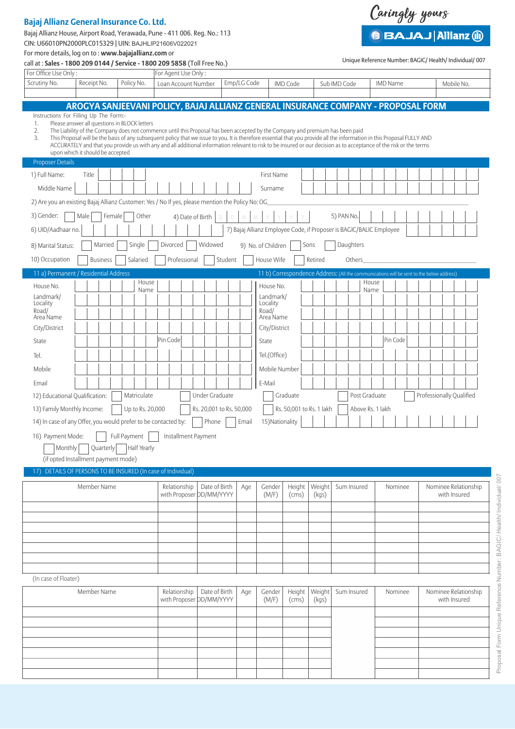**Bajaj Allianz General Insurance Co. Ltd.**

Bajaj Allianz House, Airport Road, Yerawada, Pune - 411 006. Reg. No.: 113
CIN: U66010PN2000PLC015329 | UIN: BAJHLIP21606V022021
For more details, log on to : **www.bajajallianz.com** or
call at : **Sales - 1800 209 0144 / Service - 1800 209 5858** (Toll Free No.)

Caringly yours

BAJAJ | Allianz

Unique Reference Number: BAGIC/ Health/ Individual/ 007

| For Office Use Only : | | | For Agent Use Only : | | | | | | |
|---|---|---|---|---|---|---|---|---|---|
| Scrutiny No. | Receipt No. | Policy No. | Loan Account Number | Emp/LG Code | IMD Code | Sub IMD Code | IMD Name | | Mobile No. |
| | | | | | | | | | |

# AROGYA SANJEEVANI POLICY, BAJAJ ALLIANZ GENERAL INSURANCE COMPANY - PROPOSAL FORM

Instructions For Filling Up The Form:-

1. Please answer all questions in BLOCK letters
2. The Liability of the Company does not commence until this Proposal has been accepted by the Company and premium has been paid
3. This Proposal will be the basis of any subsequent policy that we issue to you. It is therefore essential that you provide all the information in this Proposal FULLY AND ACCURATELY and that you provide us with any and all additional information relevant to risk to be insured or our decision as to acceptance of the risk or the terms upon which it should be accepted

## Proposer Details

1) Full Name: Title ______ First Name ______

Middle Name ______ Surname ______

2) Are you an existing Bajaj Allianz Customer: Yes / No If yes, please mention the Policy No: OG______

3) Gender: ☐ Male ☐ Female ☐ Other 4) Date of Birth D D M M Y Y Y Y 5) PAN No. ______

6) UID/Aadhaar no. ______ 7) Bajaj Allianz Employee Code, if Proposer is BAGIC/BALIC Employee ______

8) Marital Status: ☐ Married ☐ Single ☐ Divorced ☐ Widowed 9) No. of Children ☐ Sons ☐ Daughters

10) Occupation ☐ Business ☐ Salaried ☐ Professional ☐ Student ☐ House Wife ☐ Retired Others______

| 11 a) Permanent / Residential Address | | 11 b) Correspondence Address: (All the communications will be sent to the below address) | |
|---|---|---|---|
| House No. | House Name | House No. | House Name |
| Landmark/ Locality | | Landmark/ Locality | |
| Road/ Area Name | | Road/ Area Name | |
| City/District | | City/District | |
| State | Pin Code | State | Pin Code |
| Tel. | | Tel.(Office) | |
| Mobile | | Mobile Number | |
| Email | | E-Mail | |

12) Educational Qualification: ☐ Matriculate ☐ Under Graduate ☐ Graduate ☐ Post Graduate ☐ Professionally Qualified

13) Family Monthly Income: ☐ Up to Rs. 20,000 ☐ Rs. 20,001 to Rs. 50,000 ☐ Rs. 50,001 to Rs. 1 lakh ☐ Above Rs. 1 lakh

14) In case of any Offer, you would prefer to be contacted by: ☐ Phone ☐ Email 15)Nationality ______

16) Payment Mode: ☐ Full Payment ☐ Installment Payment

☐ Monthly ☐ Quarterly ☐ Half Yearly
(if opted Installment payment mode)

## 17) DETAILS OF PERSONS TO BE INSURED (In case of Individual)

| Member Name | Relationship with Proposer | Date of Birth DD/MM/YYYY | Age | Gender (M/F) | Height (cms) | Weight (kgs) | Sum Insured | Nominee | Nominee Relationship with Insured |
|---|---|---|---|---|---|---|---|---|---|
| | | | | | | | | | |
| | | | | | | | | | |
| | | | | | | | | | |
| | | | | | | | | | |
| | | | | | | | | | |
| | | | | | | | | | |
| | | | | | | | | | |

(In case of Floater)

| Member Name | Relationship with Proposer | Date of Birth DD/MM/YYYY | Age | Gender (M/F) | Height (cms) | Weight (kgs) | Sum Insured | Nominee | Nominee Relationship with Insured |
|---|---|---|---|---|---|---|---|---|---|
| | | | | | | | | | |
| | | | | | | | | | |
| | | | | | | | | | |
| | | | | | | | | | |
| | | | | | | | | | |
| | | | | | | | | | |
| | | | | | | | | | |

Proposal Form Unique Reference Number: BAGIC/ Health/ Individual/ 007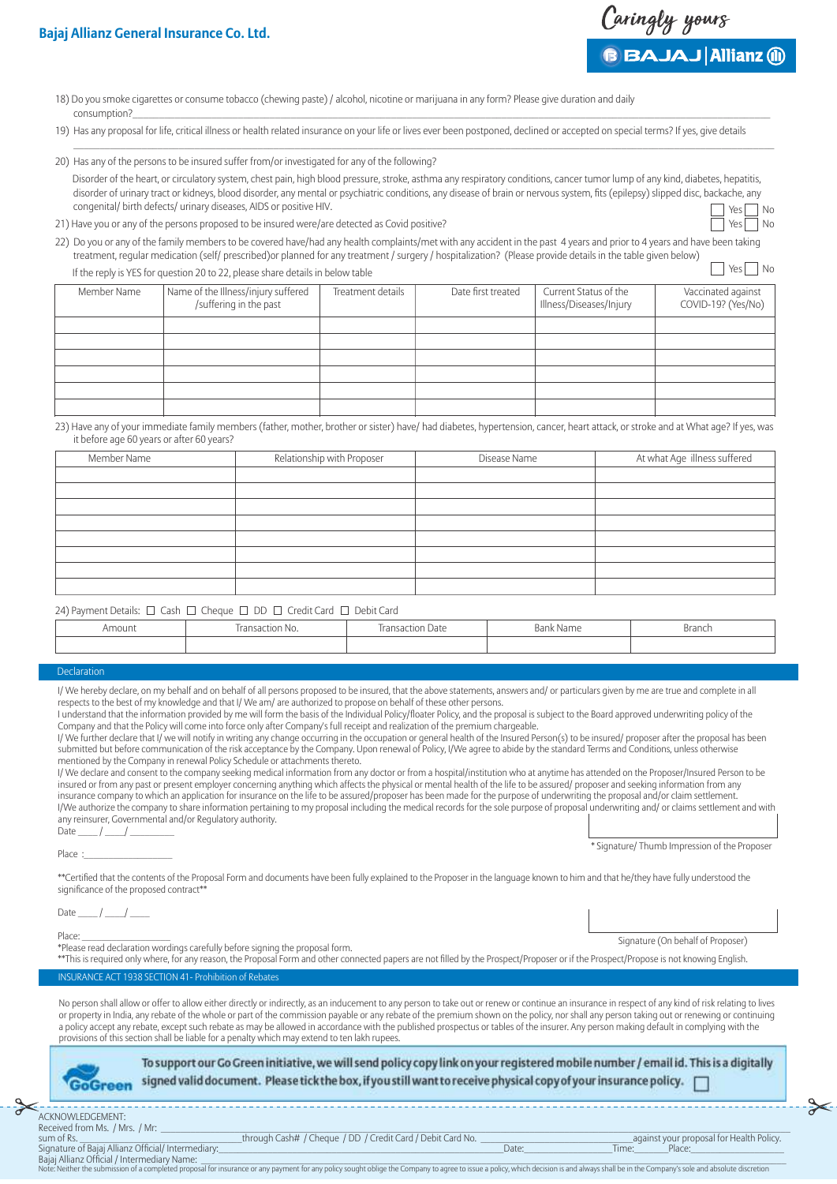Bajaj Allianz General Insurance Co. Ltd.

Caringly yours

18) Do you smoke cigarettes or consume tobacco (chewing paste) / alcohol, nicotine or marijuana in any form? Please give duration and daily consumption?\_\_\_\_\_\_\_\_\_\_\_\_\_\_\_\_\_\_\_\_\_\_\_\_\_\_\_\_\_\_\_\_\_\_\_\_

19) Has any proposal for life, critical illness or health related insurance on your life or lives ever been postponed, declined or accepted on special terms? If yes, give details \_\_\_\_\_\_\_\_\_\_\_\_\_\_\_\_\_\_\_\_\_\_\_\_\_\_\_\_\_\_\_\_\_\_\_\_

20) Has any of the persons to be insured suffer from/or investigated for any of the following?

Disorder of the heart, or circulatory system, chest pain, high blood pressure, stroke, asthma any respiratory conditions, cancer tumor lump of any kind, diabetes, hepatitis, disorder of urinary tract or kidneys, blood disorder, any mental or psychiatric conditions, any disease of brain or nervous system, fits (epilepsy) slipped disc, backache, any congenital/ birth defects/ urinary diseases, AIDS or positive HIV. ☐ Yes ☐ No

21) Have you or any of the persons proposed to be insured were/are detected as Covid positive? ☐ Yes ☐ No

22) Do you or any of the family members to be covered have/had any health complaints/met with any accident in the past 4 years and prior to 4 years and have been taking treatment, regular medication (self/ prescribed)or planned for any treatment / surgery / hospitalization? (Please provide details in the table given below) ☐ Yes ☐ No

If the reply is YES for question 20 to 22, please share details in below table

| Member Name | Name of the Illness/injury suffered /suffering in the past | Treatment details | Date first treated | Current Status of the Illness/Diseases/Injury | Vaccinated against COVID-19? (Yes/No) |
|---|---|---|---|---|---|
| | | | | | |
| | | | | | |
| | | | | | |
| | | | | | |
| | | | | | |
| | | | | | |

23) Have any of your immediate family members (father, mother, brother or sister) have/ had diabetes, hypertension, cancer, heart attack, or stroke and at What age? If yes, was it before age 60 years or after 60 years?

| Member Name | Relationship with Proposer | Disease Name | At what Age illness suffered |
|---|---|---|---|
| | | | |
| | | | |
| | | | |
| | | | |
| | | | |
| | | | |
| | | | |
| | | | |

24) Payment Details: ☐ Cash ☐ Cheque ☐ DD ☐ Credit Card ☐ Debit Card

| Amount | Transaction No. | Transaction Date | Bank Name | Branch |
|---|---|---|---|---|
| | | | | |

## Declaration

I/ We hereby declare, on my behalf and on behalf of all persons proposed to be insured, that the above statements, answers and/ or particulars given by me are true and complete in all respects to the best of my knowledge and that I/ We am/ are authorized to propose on behalf of these other persons.

I understand that the information provided by me will form the basis of the Individual Policy/floater Policy, and the proposal is subject to the Board approved underwriting policy of the Company and that the Policy will come into force only after Company's full receipt and realization of the premium chargeable.

I/ We further declare that I/ we will notify in writing any change occurring in the occupation or general health of the Insured Person(s) to be insured/ proposer after the proposal has been submitted but before communication of the risk acceptance by the Company. Upon renewal of Policy, I/We agree to abide by the standard Terms and Conditions, unless otherwise mentioned by the Company in renewal Policy Schedule or attachments thereto.

I/ We declare and consent to the company seeking medical information from any doctor or from a hospital/institution who at anytime has attended on the Proposer/Insured Person to be insured or from any past or present employer concerning anything which affects the physical or mental health of the life to be assured/ proposer and seeking information from any insurance company to which an application for insurance on the life to be assured/proposer has been made for the purpose of underwriting the proposal and/or claim settlement.

I/We authorize the company to share information pertaining to my proposal including the medical records for the sole purpose of proposal underwriting and/ or claims settlement and with any reinsurer, Governmental and/or Regulatory authority.

Date \_\_\_\_ / \_\_\_\_/ \_\_\_\_\_\_\_\_\_

Place :\_\_\_\_\_\_\_\_\_\_\_\_\_\_\_\_\_\_

\* Signature/ Thumb Impression of the Proposer

\*\*Certified that the contents of the Proposal Form and documents have been fully explained to the Proposer in the language known to him and that he/they have fully understood the significance of the proposed contract\*\*

Date \_\_\_\_ / \_\_\_\_/ \_\_\_\_

Place: \_\_\_\_\_\_\_\_\_\_\_\_\_\_\_\_\_\_

Signature (On behalf of Proposer)

\*Please read declaration wordings carefully before signing the proposal form.

\*\*This is required only where, for any reason, the Proposal Form and other connected papers are not filled by the Prospect/Proposer or if the Prospect/Propose is not knowing English.

## INSURANCE ACT 1938 SECTION 41 - Prohibition of Rebates

No person shall allow or offer to allow either directly or indirectly, as an inducement to any person to take out or renew or continue an insurance in respect of any kind of risk relating to lives or property in India, any rebate of the whole or part of the commission payable or any rebate of the premium shown on the policy, nor shall any person taking out or renewing or continuing a policy accept any rebate, except such rebate as may be allowed in accordance with the published prospectus or tables of the insurer. Any person making default in complying with the provisions of this section shall be liable for a penalty which may extend to ten lakh rupees.

GoGreen

**To support our Go Green initiative, we will send policy copy link on your registered mobile number / email id. This is a digitally signed valid document. Please tick the box, if you still want to receive physical copy of your insurance policy.** ☐

ACKNOWLEDGEMENT:

Received from Ms. / Mrs. / Mr: \_\_\_\_\_\_\_\_\_\_\_\_\_\_\_\_\_\_\_\_\_\_\_\_\_\_\_\_\_\_\_\_\_\_\_\_

sum of Rs.\_\_\_\_\_\_\_\_\_\_\_\_\_\_\_\_\_\_\_\_ through Cash# / Cheque / DD / Credit Card / Debit Card No. \_\_\_\_\_\_\_\_\_\_\_\_\_\_\_\_\_\_\_\_ against your proposal for Health Policy.

Signature of Bajaj Allianz Official/ Intermediary:\_\_\_\_\_\_\_\_\_\_\_\_\_\_\_\_\_\_\_\_ Date:\_\_\_\_\_\_\_\_\_\_ Time:\_\_\_\_\_\_ Place:\_\_\_\_\_\_\_\_\_\_

Bajaj Allianz Official / Intermediary Name: \_\_\_\_\_\_\_\_\_\_\_\_\_\_\_\_\_\_\_\_

Note: Neither the submission of a completed proposal for insurance or any payment for any policy sought oblige the Company to agree to issue a policy, which decision is and always shall be in the Company's sole and absolute discretion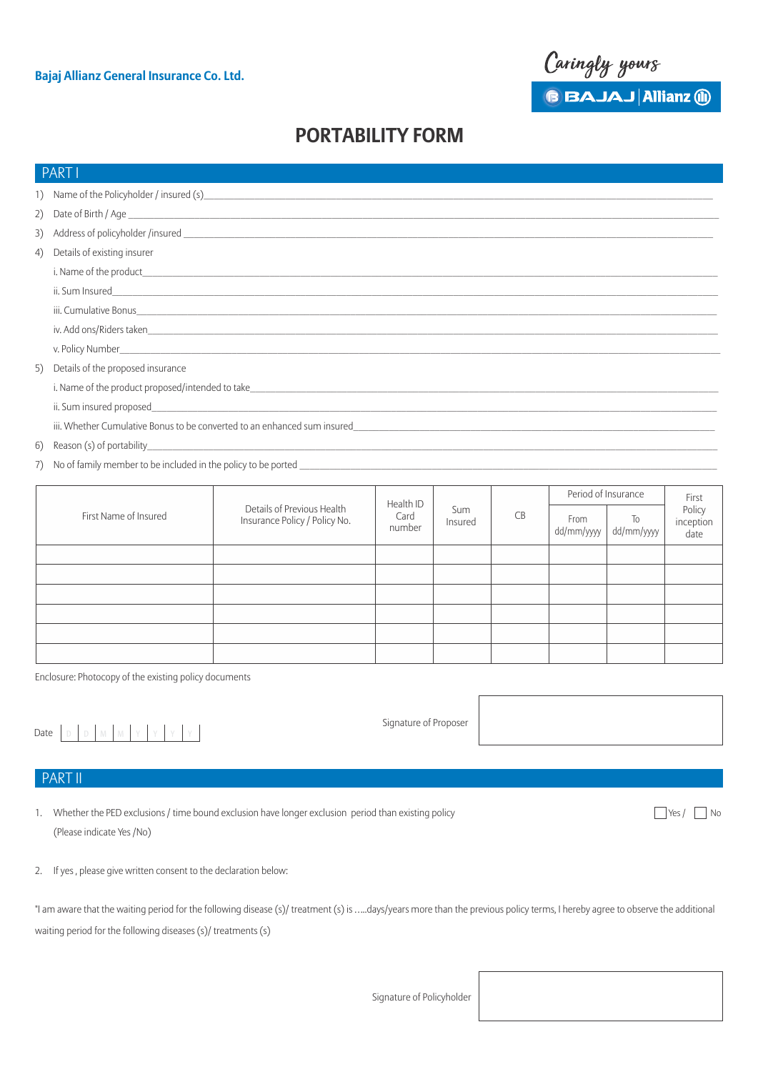Bajaj Allianz General Insurance Co. Ltd.

Caringly yours

BAJAJ | Allianz

# PORTABILITY FORM

## PART I

1) Name of the Policyholder / insured (s)\_\_\_\_\_\_\_\_\_\_\_\_\_\_\_\_\_\_\_\_

2) Date of Birth / Age \_\_\_\_\_\_\_\_\_\_\_\_\_\_\_\_\_\_\_\_

3) Address of policyholder /insured \_\_\_\_\_\_\_\_\_\_\_\_\_\_\_\_\_\_\_\_

4) Details of existing insurer

   i. Name of the product\_\_\_\_\_\_\_\_\_\_\_\_\_\_\_\_\_\_\_\_

   ii. Sum Insured\_\_\_\_\_\_\_\_\_\_\_\_\_\_\_\_\_\_\_\_

   iii. Cumulative Bonus\_\_\_\_\_\_\_\_\_\_\_\_\_\_\_\_\_\_\_\_

   iv. Add ons/Riders taken\_\_\_\_\_\_\_\_\_\_\_\_\_\_\_\_\_\_\_\_

   v. Policy Number\_\_\_\_\_\_\_\_\_\_\_\_\_\_\_\_\_\_\_\_

5) Details of the proposed insurance

   i. Name of the product proposed/intended to take\_\_\_\_\_\_\_\_\_\_\_\_\_\_\_\_\_\_\_\_

   ii. Sum insured proposed\_\_\_\_\_\_\_\_\_\_\_\_\_\_\_\_\_\_\_\_

   iii. Whether Cumulative Bonus to be converted to an enhanced sum insured\_\_\_\_\_\_\_\_\_\_\_\_\_\_\_\_\_\_\_\_

6) Reason (s) of portability\_\_\_\_\_\_\_\_\_\_\_\_\_\_\_\_\_\_\_\_

7) No of family member to be included in the policy to be ported \_\_\_\_\_\_\_\_\_\_\_\_\_\_\_\_\_\_\_\_

| First Name of Insured | Details of Previous Health Insurance Policy / Policy No. | Health ID Card number | Sum Insured | CB | Period of Insurance | | First Policy inception date |
|---|---|---|---|---|---|---|---|
| | | | | | From dd/mm/yyyy | To dd/mm/yyyy | |
| | | | | | | | |
| | | | | | | | |
| | | | | | | | |
| | | | | | | | |
| | | | | | | | |
| | | | | | | | |

Enclosure: Photocopy of the existing policy documents

Date D D M M Y Y Y Y

Signature of Proposer

## PART II

1. Whether the PED exclusions / time bound exclusion have longer exclusion period than existing policy (Please indicate Yes /No) ☐ Yes / ☐ No

2. If yes , please give written consent to the declaration below:

"I am aware that the waiting period for the following disease (s)/ treatment (s) is …..days/years more than the previous policy terms, I hereby agree to observe the additional waiting period for the following diseases (s)/ treatments (s)

Signature of Policyholder